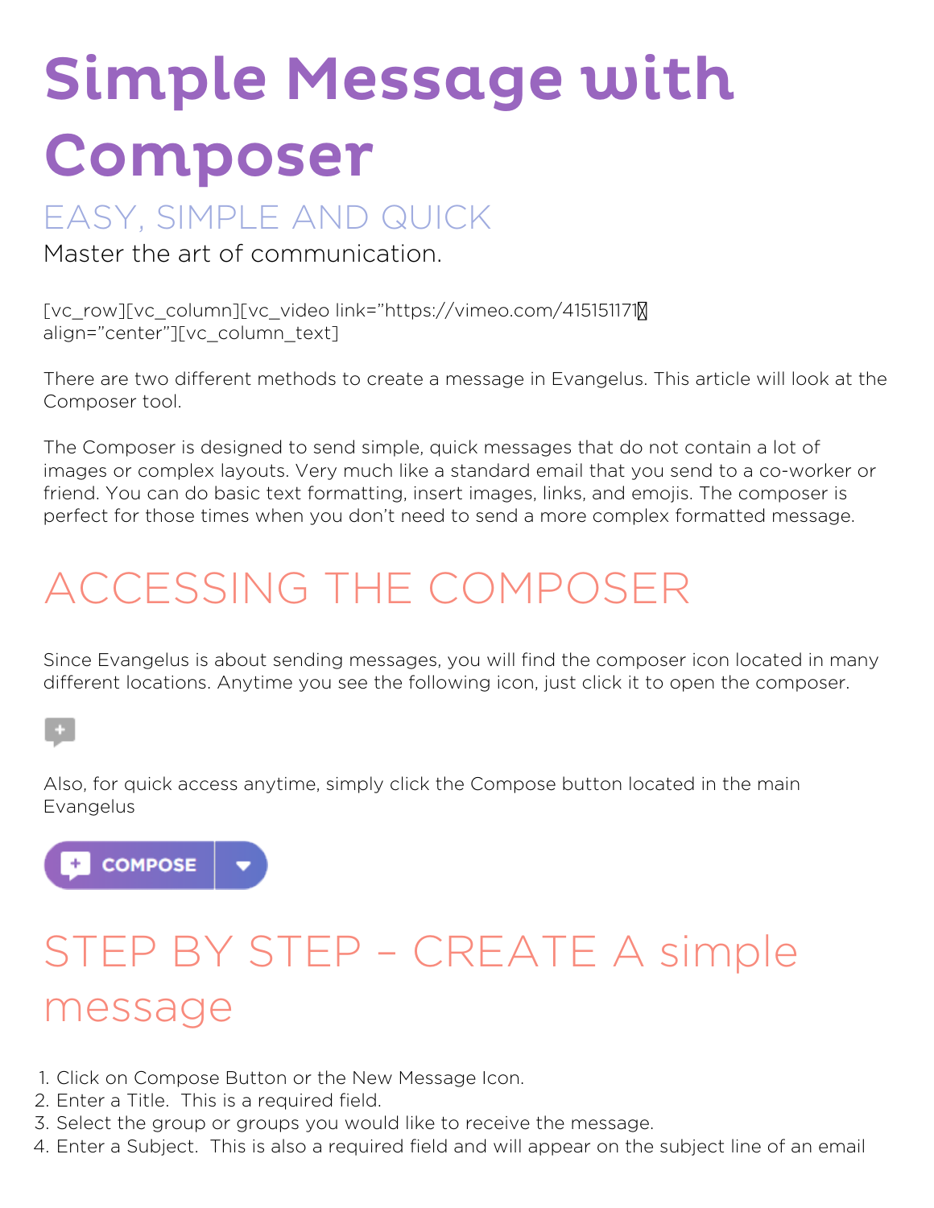# Simple Message with Composer

## EASY, SIMPLE AND QUICK

Master the art of communication.

[vc_row][vc_column][vc_video link="https://vimeo.com/415151171″ align="center"][vc_column_text]

There are two different methods to create a message in Evangelus. This article will look at the Composer tool.

The Composer is designed to send simple, quick messages that do not contain a lot of images or complex layouts. Very much like a standard email that you send to a co-worker or friend. You can do basic text formatting, insert images, links, and emojis. The composer is perfect for those times when you don't need to send a more complex formatted message.

## ACCESSING THE COMPOSER

Since Evangelus is about sending messages, you will find the composer icon located in many different locations. Anytime you see the following icon, just click it to open the composer.

Also, for quick access anytime, simply click the Compose button located in the main Evangelus

COMPOSE

## STEP BY STEP – CREATE A simple message

1. Click on Compose Button or the New Message Icon.
2. Enter a Title. This is a required field.
3. Select the group or groups you would like to receive the message.
4. Enter a Subject. This is also a required field and will appear on the subject line of an email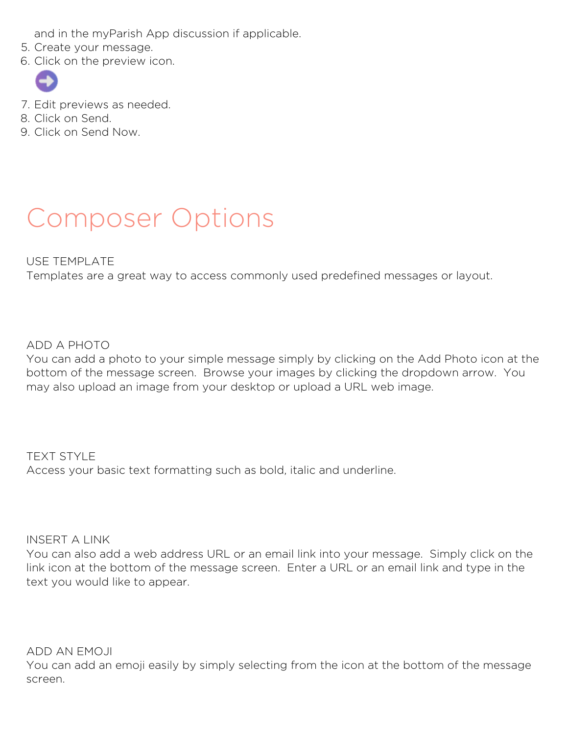and in the myParish App discussion if applicable.

5. Create your message.
6. Click on the preview icon.
7. Edit previews as needed.
8. Click on Send.
9. Click on Send Now.

# Composer Options

USE TEMPLATE

Templates are a great way to access commonly used predefined messages or layout.

ADD A PHOTO

You can add a photo to your simple message simply by clicking on the Add Photo icon at the bottom of the message screen. Browse your images by clicking the dropdown arrow. You may also upload an image from your desktop or upload a URL web image.

TEXT STYLE

Access your basic text formatting such as bold, italic and underline.

INSERT A LINK

You can also add a web address URL or an email link into your message. Simply click on the link icon at the bottom of the message screen. Enter a URL or an email link and type in the text you would like to appear.

ADD AN EMOJI

You can add an emoji easily by simply selecting from the icon at the bottom of the message screen.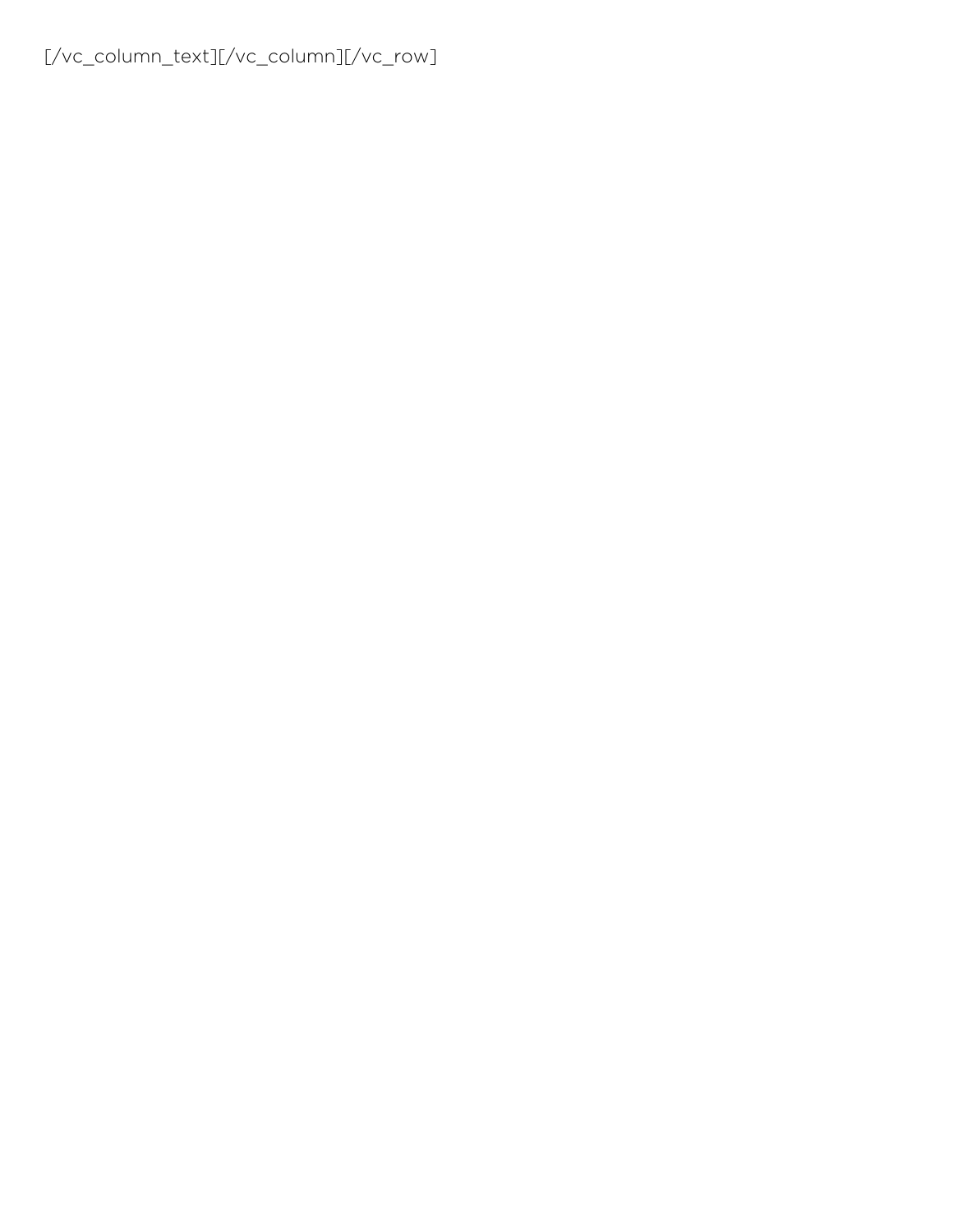[/vc_column_text][/vc_column][/vc_row]